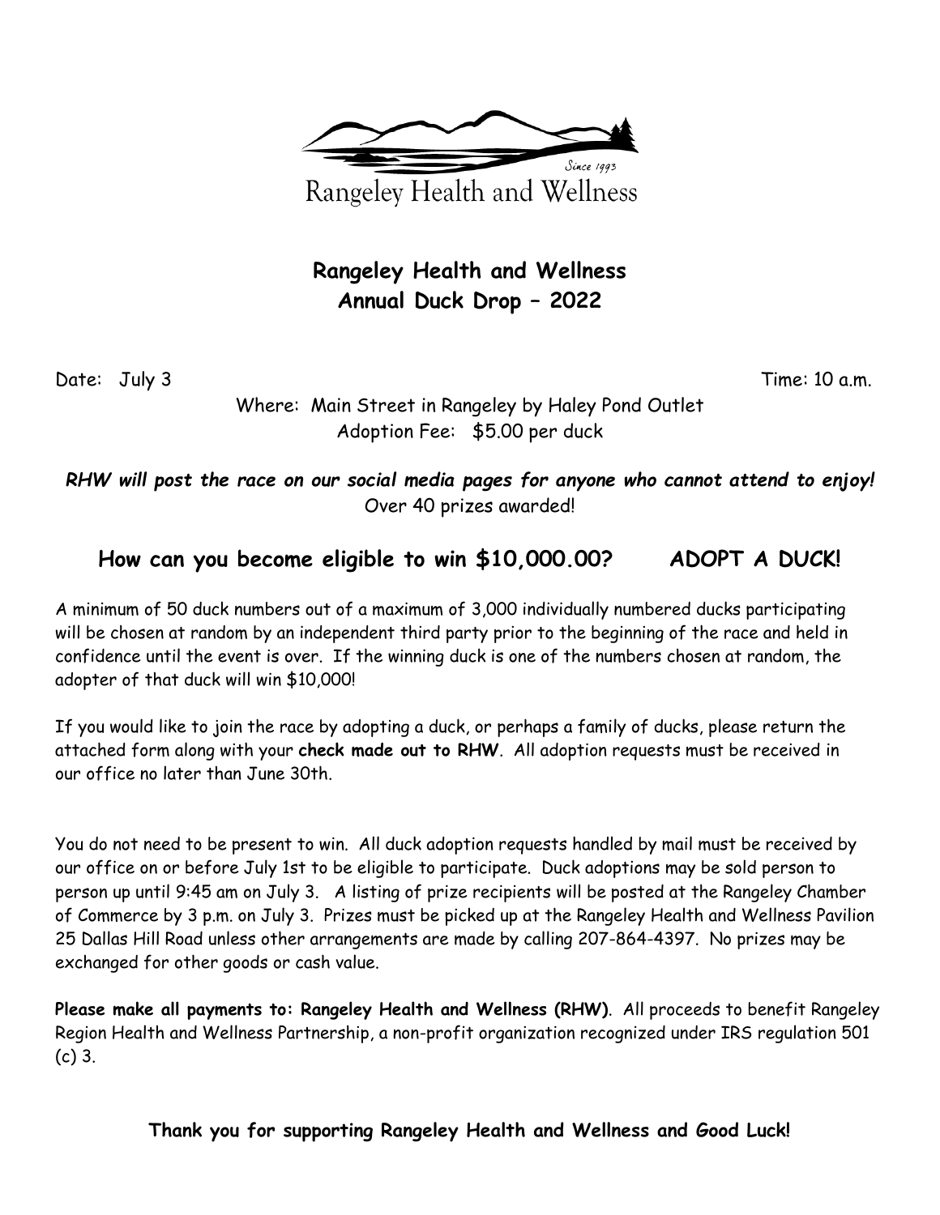Since 1993

Rangeley Health and Wellness

# Rangeley Health and Wellness
# Annual Duck Drop – 2022

Date: July 3 Time: 10 a.m.

Where: Main Street in Rangeley by Haley Pond Outlet

Adoption Fee: $5.00 per duck

***RHW will post the race on our social media pages for anyone who cannot attend to enjoy!***

Over 40 prizes awarded!

## How can you become eligible to win $10,000.00? ADOPT A DUCK!

A minimum of 50 duck numbers out of a maximum of 3,000 individually numbered ducks participating will be chosen at random by an independent third party prior to the beginning of the race and held in confidence until the event is over. If the winning duck is one of the numbers chosen at random, the adopter of that duck will win $10,000!

If you would like to join the race by adopting a duck, or perhaps a family of ducks, please return the attached form along with your **check made out to RHW**. All adoption requests must be received in our office no later than June 30th.

You do not need to be present to win. All duck adoption requests handled by mail must be received by our office on or before July 1st to be eligible to participate. Duck adoptions may be sold person to person up until 9:45 am on July 3. A listing of prize recipients will be posted at the Rangeley Chamber of Commerce by 3 p.m. on July 3. Prizes must be picked up at the Rangeley Health and Wellness Pavilion 25 Dallas Hill Road unless other arrangements are made by calling 207-864-4397. No prizes may be exchanged for other goods or cash value.

**Please make all payments to: Rangeley Health and Wellness (RHW)**. All proceeds to benefit Rangeley Region Health and Wellness Partnership, a non-profit organization recognized under IRS regulation 501 (c) 3.

**Thank you for supporting Rangeley Health and Wellness and Good Luck!**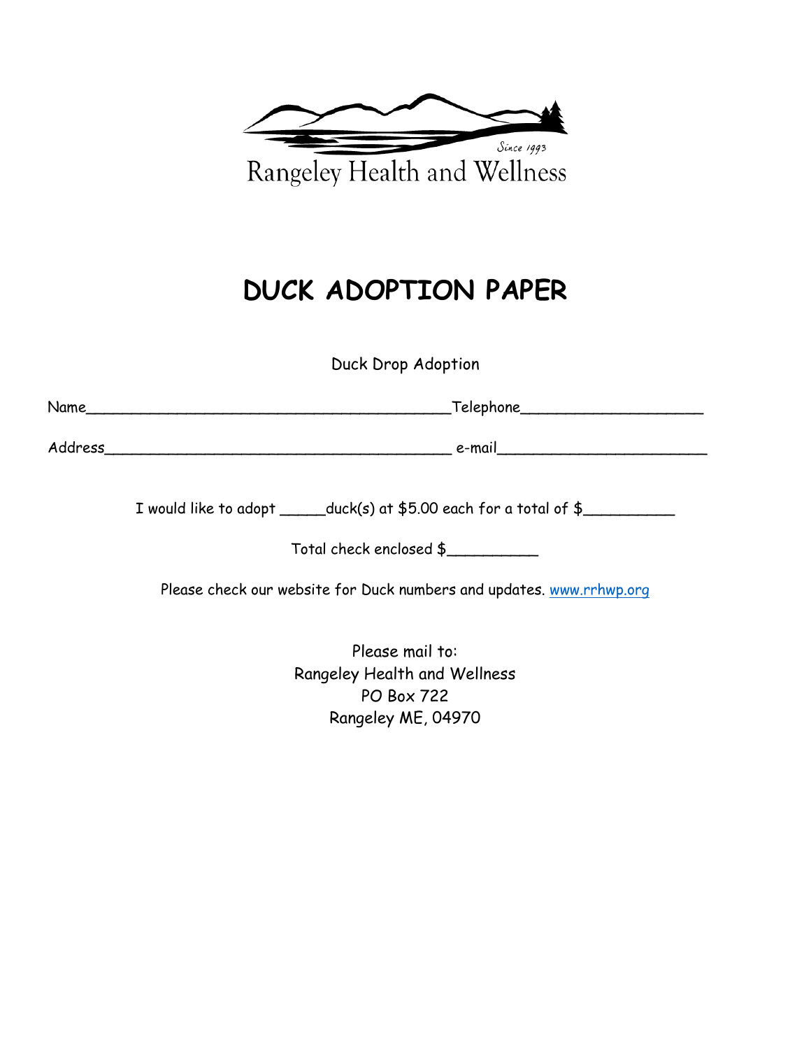Since 1993

Rangeley Health and Wellness

# DUCK ADOPTION PAPER

Duck Drop Adoption

Name________________________________________Telephone____________________

Address______________________________________ e-mail_______________________

I would like to adopt _____duck(s) at $5.00 each for a total of $__________

Total check enclosed $__________

Please check our website for Duck numbers and updates. www.rrhwp.org

Please mail to:
Rangeley Health and Wellness
PO Box 722
Rangeley ME, 04970